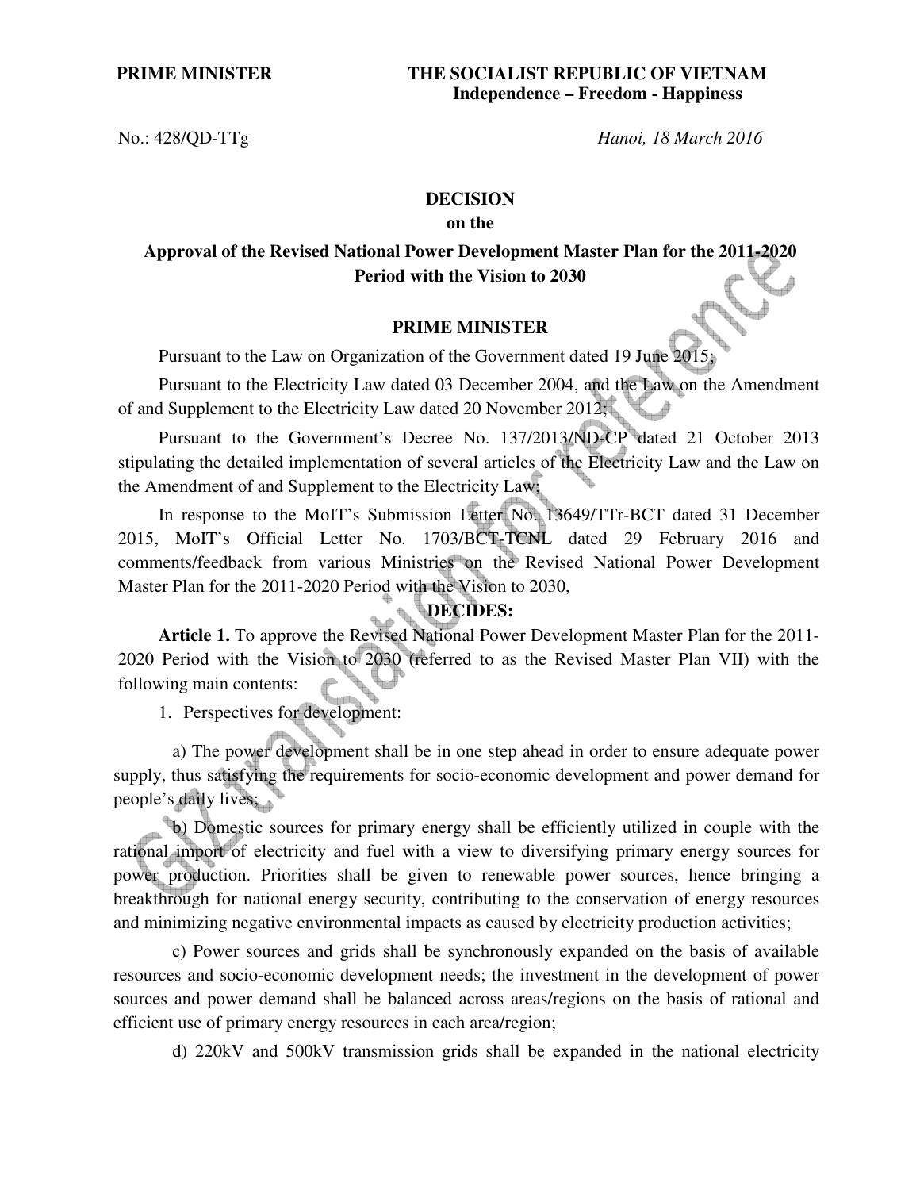**PRIME MINISTER** | **THE SOCIALIST REPUBLIC OF VIETNAM**
**Independence – Freedom - Happiness**

No.: 428/QD-TTg | *Hanoi, 18 March 2016*

# DECISION

## on the

## Approval of the Revised National Power Development Master Plan for the 2011-2020 Period with the Vision to 2030

### PRIME MINISTER

Pursuant to the Law on Organization of the Government dated 19 June 2015;

Pursuant to the Electricity Law dated 03 December 2004, and the Law on the Amendment of and Supplement to the Electricity Law dated 20 November 2012;

Pursuant to the Government's Decree No. 137/2013/ND-CP dated 21 October 2013 stipulating the detailed implementation of several articles of the Electricity Law and the Law on the Amendment of and Supplement to the Electricity Law;

In response to the MoIT's Submission Letter No. 13649/TTr-BCT dated 31 December 2015, MoIT's Official Letter No. 1703/BCT-TCNL dated 29 February 2016 and comments/feedback from various Ministries on the Revised National Power Development Master Plan for the 2011-2020 Period with the Vision to 2030,

**DECIDES:**

**Article 1.** To approve the Revised National Power Development Master Plan for the 2011-2020 Period with the Vision to 2030 (referred to as the Revised Master Plan VII) with the following main contents:

1. Perspectives for development:

a) The power development shall be in one step ahead in order to ensure adequate power supply, thus satisfying the requirements for socio-economic development and power demand for people's daily lives;

b) Domestic sources for primary energy shall be efficiently utilized in couple with the rational import of electricity and fuel with a view to diversifying primary energy sources for power production. Priorities shall be given to renewable power sources, hence bringing a breakthrough for national energy security, contributing to the conservation of energy resources and minimizing negative environmental impacts as caused by electricity production activities;

c) Power sources and grids shall be synchronously expanded on the basis of available resources and socio-economic development needs; the investment in the development of power sources and power demand shall be balanced across areas/regions on the basis of rational and efficient use of primary energy resources in each area/region;

d) 220kV and 500kV transmission grids shall be expanded in the national electricity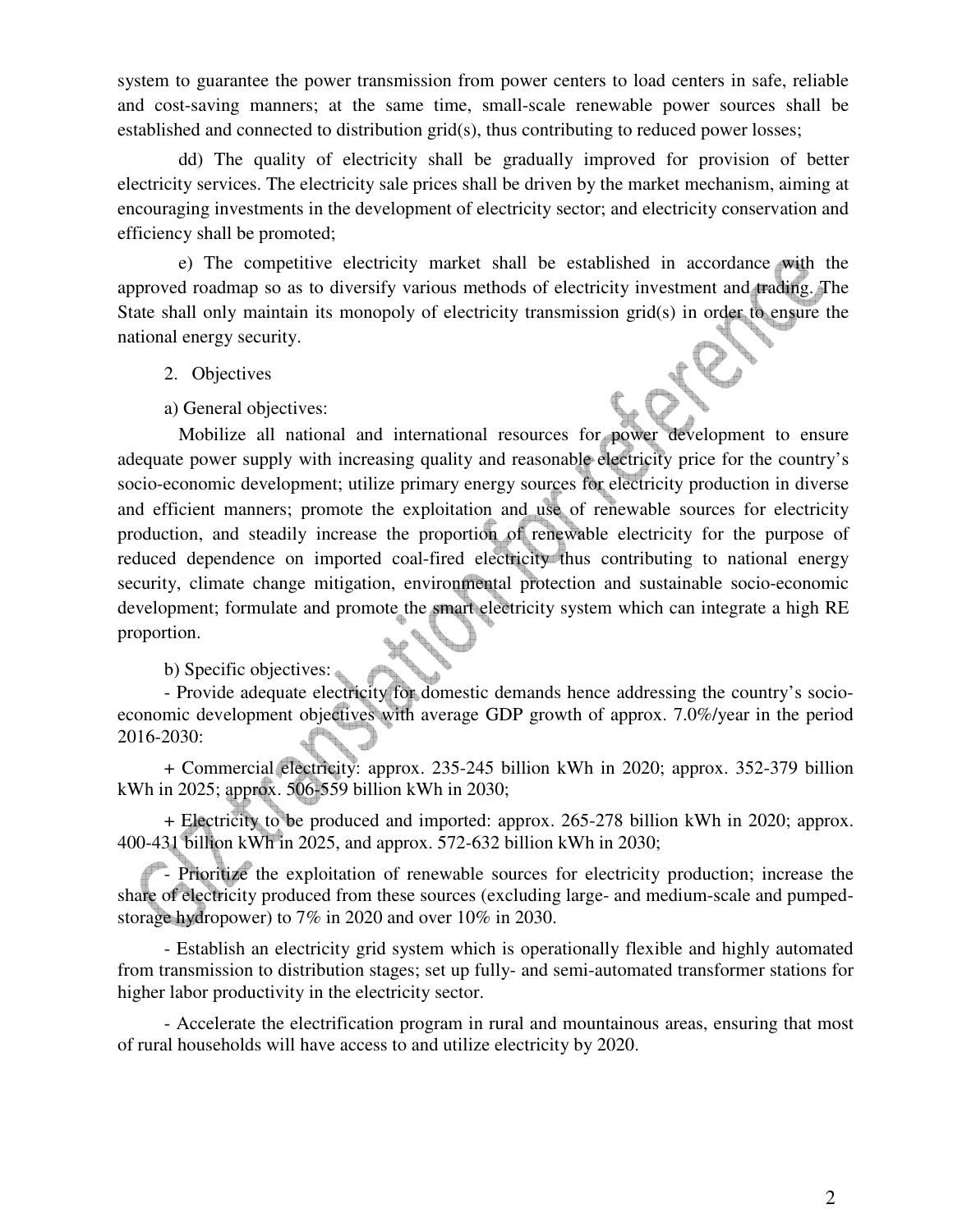system to guarantee the power transmission from power centers to load centers in safe, reliable and cost-saving manners; at the same time, small-scale renewable power sources shall be established and connected to distribution grid(s), thus contributing to reduced power losses;

dd) The quality of electricity shall be gradually improved for provision of better electricity services. The electricity sale prices shall be driven by the market mechanism, aiming at encouraging investments in the development of electricity sector; and electricity conservation and efficiency shall be promoted;

e) The competitive electricity market shall be established in accordance with the approved roadmap so as to diversify various methods of electricity investment and trading. The State shall only maintain its monopoly of electricity transmission grid(s) in order to ensure the national energy security.

2. Objectives

a) General objectives:

Mobilize all national and international resources for power development to ensure adequate power supply with increasing quality and reasonable electricity price for the country's socio-economic development; utilize primary energy sources for electricity production in diverse and efficient manners; promote the exploitation and use of renewable sources for electricity production, and steadily increase the proportion of renewable electricity for the purpose of reduced dependence on imported coal-fired electricity thus contributing to national energy security, climate change mitigation, environmental protection and sustainable socio-economic development; formulate and promote the smart electricity system which can integrate a high RE proportion.

b) Specific objectives:

- Provide adequate electricity for domestic demands hence addressing the country's socio-economic development objectives with average GDP growth of approx. 7.0%/year in the period 2016-2030:

+ Commercial electricity: approx. 235-245 billion kWh in 2020; approx. 352-379 billion kWh in 2025; approx. 506-559 billion kWh in 2030;

+ Electricity to be produced and imported: approx. 265-278 billion kWh in 2020; approx. 400-431 billion kWh in 2025, and approx. 572-632 billion kWh in 2030;

- Prioritize the exploitation of renewable sources for electricity production; increase the share of electricity produced from these sources (excluding large- and medium-scale and pumped-storage hydropower) to 7% in 2020 and over 10% in 2030.

- Establish an electricity grid system which is operationally flexible and highly automated from transmission to distribution stages; set up fully- and semi-automated transformer stations for higher labor productivity in the electricity sector.

- Accelerate the electrification program in rural and mountainous areas, ensuring that most of rural households will have access to and utilize electricity by 2020.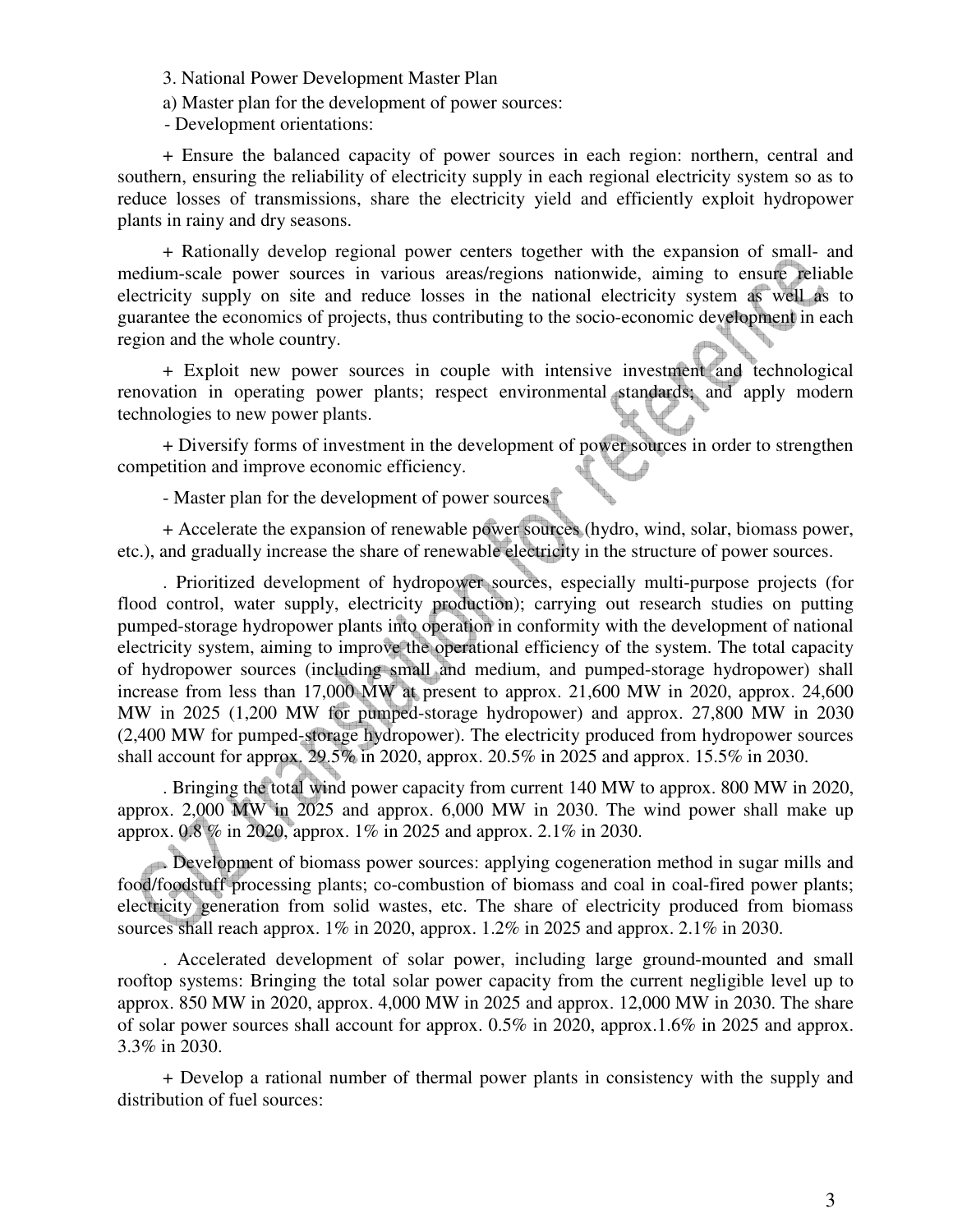3. National Power Development Master Plan

a) Master plan for the development of power sources:

- Development orientations:

+ Ensure the balanced capacity of power sources in each region: northern, central and southern, ensuring the reliability of electricity supply in each regional electricity system so as to reduce losses of transmissions, share the electricity yield and efficiently exploit hydropower plants in rainy and dry seasons.

+ Rationally develop regional power centers together with the expansion of small- and medium-scale power sources in various areas/regions nationwide, aiming to ensure reliable electricity supply on site and reduce losses in the national electricity system as well as to guarantee the economics of projects, thus contributing to the socio-economic development in each region and the whole country.

+ Exploit new power sources in couple with intensive investment and technological renovation in operating power plants; respect environmental standards; and apply modern technologies to new power plants.

+ Diversify forms of investment in the development of power sources in order to strengthen competition and improve economic efficiency.

- Master plan for the development of power sources

+ Accelerate the expansion of renewable power sources (hydro, wind, solar, biomass power, etc.), and gradually increase the share of renewable electricity in the structure of power sources.

. Prioritized development of hydropower sources, especially multi-purpose projects (for flood control, water supply, electricity production); carrying out research studies on putting pumped-storage hydropower plants into operation in conformity with the development of national electricity system, aiming to improve the operational efficiency of the system. The total capacity of hydropower sources (including small and medium, and pumped-storage hydropower) shall increase from less than 17,000 MW at present to approx. 21,600 MW in 2020, approx. 24,600 MW in 2025 (1,200 MW for pumped-storage hydropower) and approx. 27,800 MW in 2030 (2,400 MW for pumped-storage hydropower). The electricity produced from hydropower sources shall account for approx. 29.5% in 2020, approx. 20.5% in 2025 and approx. 15.5% in 2030.

. Bringing the total wind power capacity from current 140 MW to approx. 800 MW in 2020, approx. 2,000 MW in 2025 and approx. 6,000 MW in 2030. The wind power shall make up approx. 0.8 % in 2020, approx. 1% in 2025 and approx. 2.1% in 2030.

. Development of biomass power sources: applying cogeneration method in sugar mills and food/foodstuff processing plants; co-combustion of biomass and coal in coal-fired power plants; electricity generation from solid wastes, etc. The share of electricity produced from biomass sources shall reach approx. 1% in 2020, approx. 1.2% in 2025 and approx. 2.1% in 2030.

. Accelerated development of solar power, including large ground-mounted and small rooftop systems: Bringing the total solar power capacity from the current negligible level up to approx. 850 MW in 2020, approx. 4,000 MW in 2025 and approx. 12,000 MW in 2030. The share of solar power sources shall account for approx. 0.5% in 2020, approx.1.6% in 2025 and approx. 3.3% in 2030.

+ Develop a rational number of thermal power plants in consistency with the supply and distribution of fuel sources: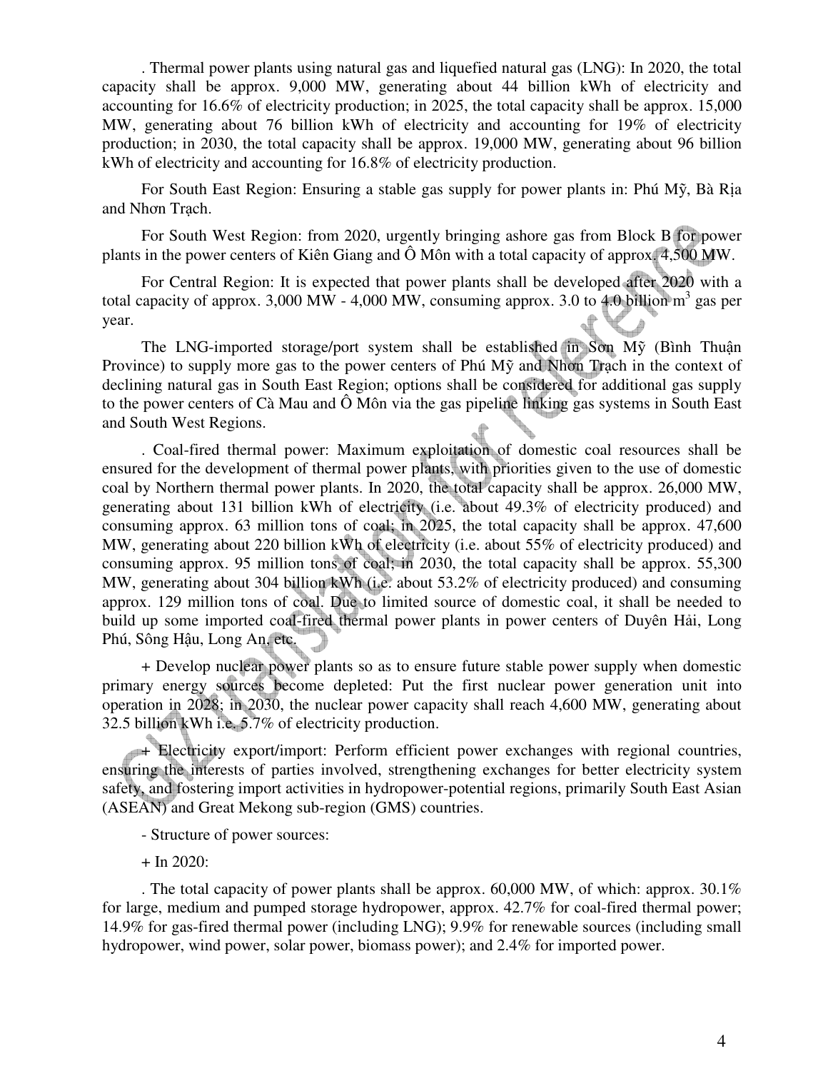. Thermal power plants using natural gas and liquefied natural gas (LNG): In 2020, the total capacity shall be approx. 9,000 MW, generating about 44 billion kWh of electricity and accounting for 16.6% of electricity production; in 2025, the total capacity shall be approx. 15,000 MW, generating about 76 billion kWh of electricity and accounting for 19% of electricity production; in 2030, the total capacity shall be approx. 19,000 MW, generating about 96 billion kWh of electricity and accounting for 16.8% of electricity production.

For South East Region: Ensuring a stable gas supply for power plants in: Phú Mỹ, Bà Rịa and Nhơn Trạch.

For South West Region: from 2020, urgently bringing ashore gas from Block B for power plants in the power centers of Kiên Giang and Ô Môn with a total capacity of approx. 4,500 MW.

For Central Region: It is expected that power plants shall be developed after 2020 with a total capacity of approx. 3,000 MW - 4,000 MW, consuming approx. 3.0 to 4.0 billion $m^3$ gas per year.

The LNG-imported storage/port system shall be established in Sơn Mỹ (Bình Thuận Province) to supply more gas to the power centers of Phú Mỹ and Nhơn Trạch in the context of declining natural gas in South East Region; options shall be considered for additional gas supply to the power centers of Cà Mau and Ô Môn via the gas pipeline linking gas systems in South East and South West Regions.

. Coal-fired thermal power: Maximum exploitation of domestic coal resources shall be ensured for the development of thermal power plants, with priorities given to the use of domestic coal by Northern thermal power plants. In 2020, the total capacity shall be approx. 26,000 MW, generating about 131 billion kWh of electricity (i.e. about 49.3% of electricity produced) and consuming approx. 63 million tons of coal; in 2025, the total capacity shall be approx. 47,600 MW, generating about 220 billion kWh of electricity (i.e. about 55% of electricity produced) and consuming approx. 95 million tons of coal; in 2030, the total capacity shall be approx. 55,300 MW, generating about 304 billion kWh (i.e. about 53.2% of electricity produced) and consuming approx. 129 million tons of coal. Due to limited source of domestic coal, it shall be needed to build up some imported coal-fired thermal power plants in power centers of Duyên Hải, Long Phú, Sông Hậu, Long An, etc.

+ Develop nuclear power plants so as to ensure future stable power supply when domestic primary energy sources become depleted: Put the first nuclear power generation unit into operation in 2028; in 2030, the nuclear power capacity shall reach 4,600 MW, generating about 32.5 billion kWh i.e. 5.7% of electricity production.

+ Electricity export/import: Perform efficient power exchanges with regional countries, ensuring the interests of parties involved, strengthening exchanges for better electricity system safety, and fostering import activities in hydropower-potential regions, primarily South East Asian (ASEAN) and Great Mekong sub-region (GMS) countries.

- Structure of power sources:

+ In 2020:

. The total capacity of power plants shall be approx. 60,000 MW, of which: approx. 30.1% for large, medium and pumped storage hydropower, approx. 42.7% for coal-fired thermal power; 14.9% for gas-fired thermal power (including LNG); 9.9% for renewable sources (including small hydropower, wind power, solar power, biomass power); and 2.4% for imported power.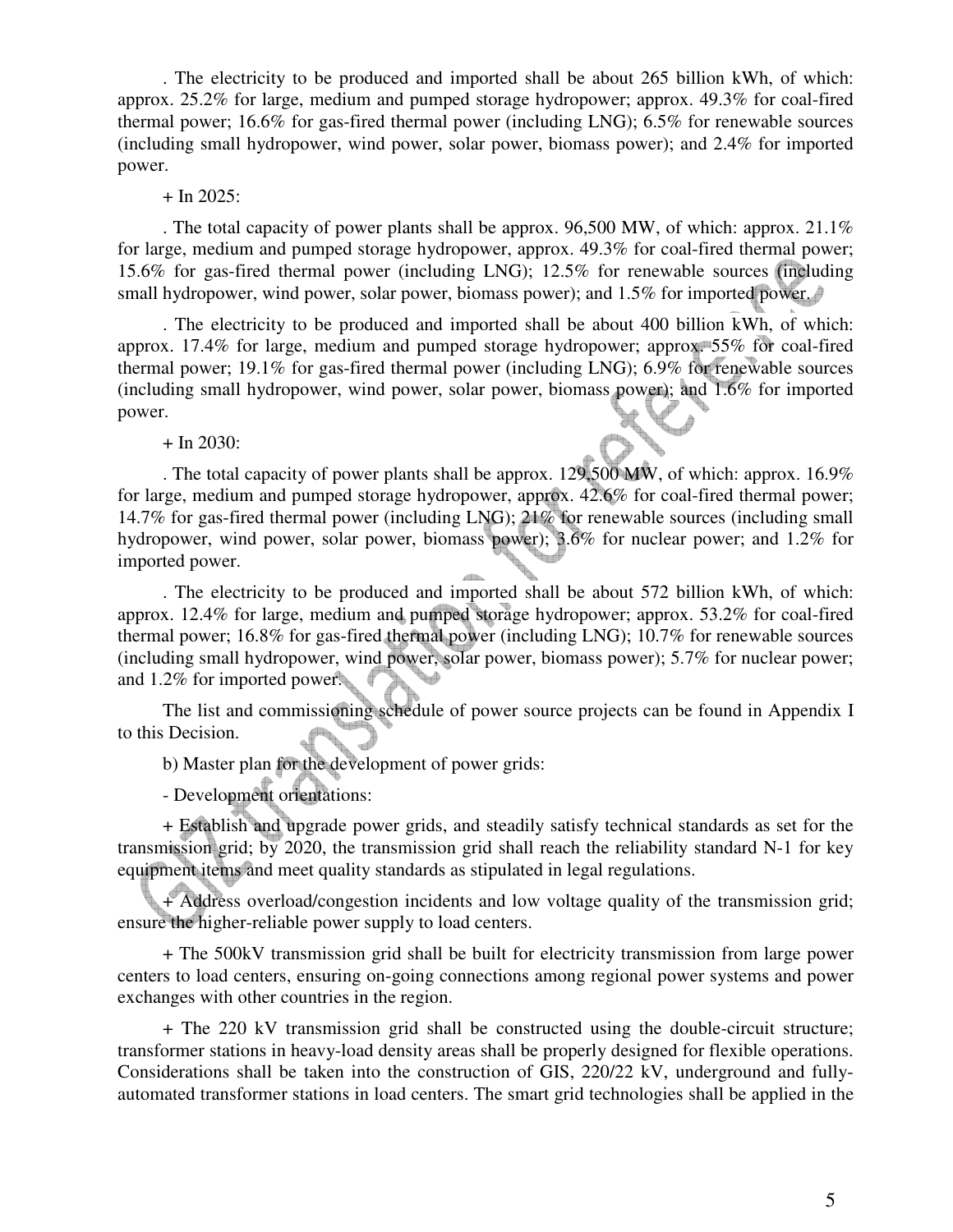. The electricity to be produced and imported shall be about 265 billion kWh, of which: approx. 25.2% for large, medium and pumped storage hydropower; approx. 49.3% for coal-fired thermal power; 16.6% for gas-fired thermal power (including LNG); 6.5% for renewable sources (including small hydropower, wind power, solar power, biomass power); and 2.4% for imported power.

+ In 2025:

. The total capacity of power plants shall be approx. 96,500 MW, of which: approx. 21.1% for large, medium and pumped storage hydropower, approx. 49.3% for coal-fired thermal power; 15.6% for gas-fired thermal power (including LNG); 12.5% for renewable sources (including small hydropower, wind power, solar power, biomass power); and 1.5% for imported power.

. The electricity to be produced and imported shall be about 400 billion kWh, of which: approx. 17.4% for large, medium and pumped storage hydropower; approx. 55% for coal-fired thermal power; 19.1% for gas-fired thermal power (including LNG); 6.9% for renewable sources (including small hydropower, wind power, solar power, biomass power); and 1.6% for imported power.

+ In 2030:

. The total capacity of power plants shall be approx. 129,500 MW, of which: approx. 16.9% for large, medium and pumped storage hydropower, approx. 42.6% for coal-fired thermal power; 14.7% for gas-fired thermal power (including LNG); 21% for renewable sources (including small hydropower, wind power, solar power, biomass power); 3.6% for nuclear power; and 1.2% for imported power.

. The electricity to be produced and imported shall be about 572 billion kWh, of which: approx. 12.4% for large, medium and pumped storage hydropower; approx. 53.2% for coal-fired thermal power; 16.8% for gas-fired thermal power (including LNG); 10.7% for renewable sources (including small hydropower, wind power, solar power, biomass power); 5.7% for nuclear power; and 1.2% for imported power.

The list and commissioning schedule of power source projects can be found in Appendix I to this Decision.

b) Master plan for the development of power grids:

- Development orientations:

+ Establish and upgrade power grids, and steadily satisfy technical standards as set for the transmission grid; by 2020, the transmission grid shall reach the reliability standard N-1 for key equipment items and meet quality standards as stipulated in legal regulations.

+ Address overload/congestion incidents and low voltage quality of the transmission grid; ensure the higher-reliable power supply to load centers.

+ The 500kV transmission grid shall be built for electricity transmission from large power centers to load centers, ensuring on-going connections among regional power systems and power exchanges with other countries in the region.

+ The 220 kV transmission grid shall be constructed using the double-circuit structure; transformer stations in heavy-load density areas shall be properly designed for flexible operations. Considerations shall be taken into the construction of GIS, 220/22 kV, underground and fully-automated transformer stations in load centers. The smart grid technologies shall be applied in the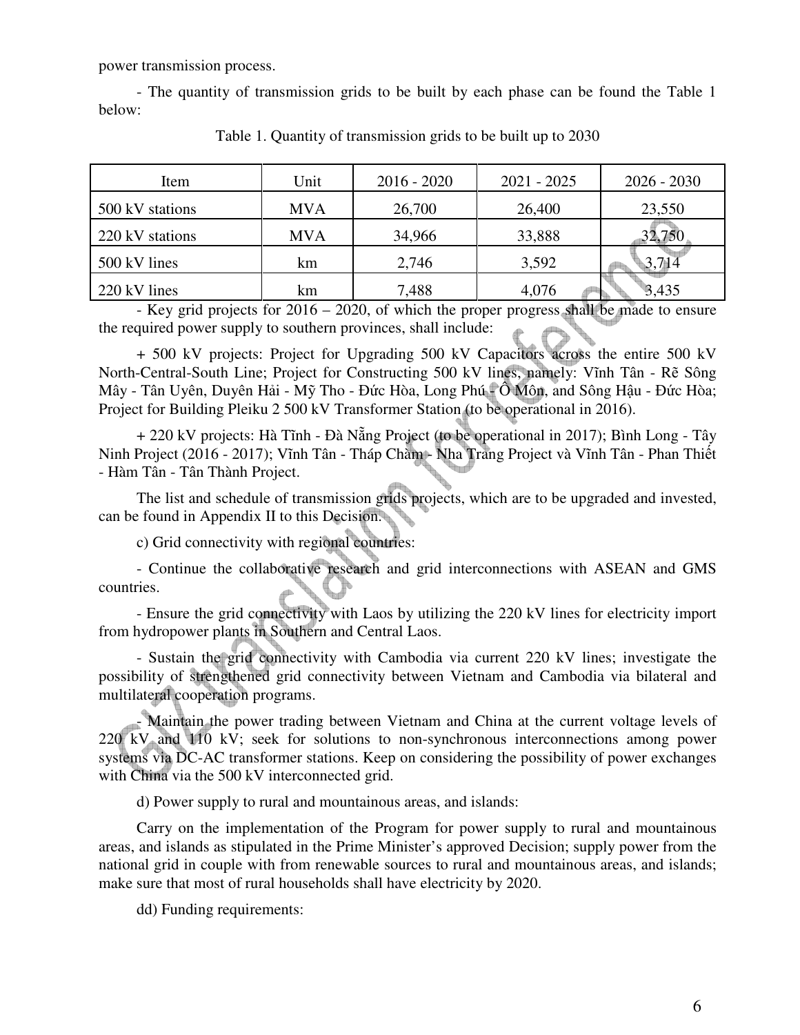power transmission process.

- The quantity of transmission grids to be built by each phase can be found the Table 1 below:

Table 1. Quantity of transmission grids to be built up to 2030

| Item | Unit | 2016 - 2020 | 2021 - 2025 | 2026 - 2030 |
|---|---|---|---|---|
| 500 kV stations | MVA | 26,700 | 26,400 | 23,550 |
| 220 kV stations | MVA | 34,966 | 33,888 | 32,750 |
| 500 kV lines | km | 2,746 | 3,592 | 3,714 |
| 220 kV lines | km | 7,488 | 4,076 | 3,435 |

- Key grid projects for 2016 – 2020, of which the proper progress shall be made to ensure the required power supply to southern provinces, shall include:

+ 500 kV projects: Project for Upgrading 500 kV Capacitors across the entire 500 kV North-Central-South Line; Project for Constructing 500 kV lines, namely: Vĩnh Tân - Rẽ Sông Mây - Tân Uyên, Duyên Hải - Mỹ Tho - Đức Hòa, Long Phú - Ô Môn, and Sông Hậu - Đức Hòa; Project for Building Pleiku 2 500 kV Transformer Station (to be operational in 2016).

+ 220 kV projects: Hà Tĩnh - Đà Nẵng Project (to be operational in 2017); Bình Long - Tây Ninh Project (2016 - 2017); Vĩnh Tân - Tháp Chàm - Nha Trang Project và Vĩnh Tân - Phan Thiết - Hàm Tân - Tân Thành Project.

The list and schedule of transmission grids projects, which are to be upgraded and invested, can be found in Appendix II to this Decision.

c) Grid connectivity with regional countries:

- Continue the collaborative research and grid interconnections with ASEAN and GMS countries.

- Ensure the grid connectivity with Laos by utilizing the 220 kV lines for electricity import from hydropower plants in Southern and Central Laos.

- Sustain the grid connectivity with Cambodia via current 220 kV lines; investigate the possibility of strengthened grid connectivity between Vietnam and Cambodia via bilateral and multilateral cooperation programs.

- Maintain the power trading between Vietnam and China at the current voltage levels of 220 kV and 110 kV; seek for solutions to non-synchronous interconnections among power systems via DC-AC transformer stations. Keep on considering the possibility of power exchanges with China via the 500 kV interconnected grid.

d) Power supply to rural and mountainous areas, and islands:

Carry on the implementation of the Program for power supply to rural and mountainous areas, and islands as stipulated in the Prime Minister's approved Decision; supply power from the national grid in couple with from renewable sources to rural and mountainous areas, and islands; make sure that most of rural households shall have electricity by 2020.

dd) Funding requirements: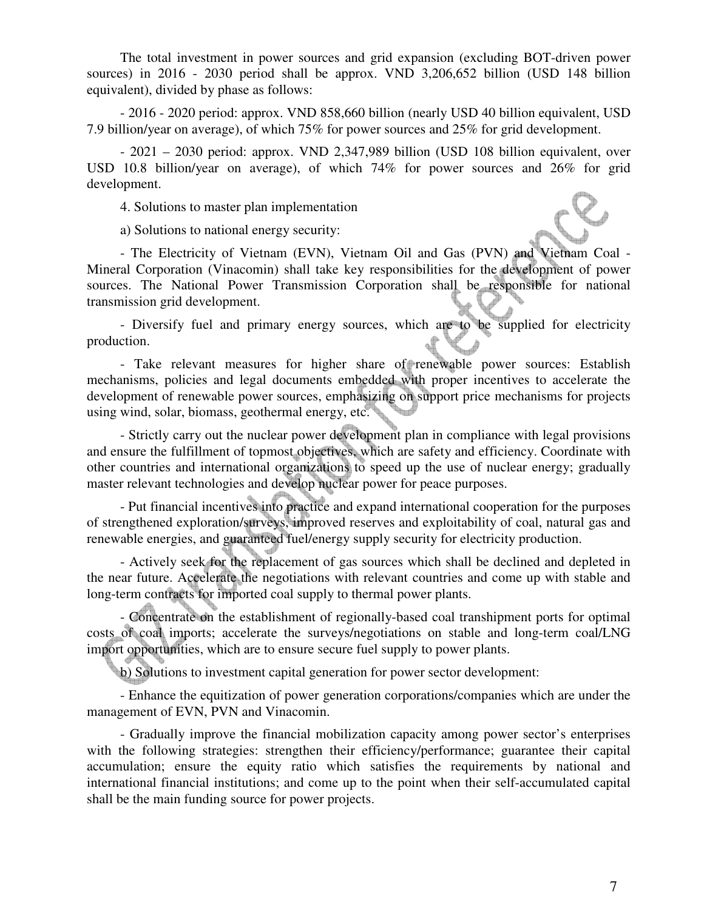The total investment in power sources and grid expansion (excluding BOT-driven power sources) in 2016 - 2030 period shall be approx. VND 3,206,652 billion (USD 148 billion equivalent), divided by phase as follows:

- 2016 - 2020 period: approx. VND 858,660 billion (nearly USD 40 billion equivalent, USD 7.9 billion/year on average), of which 75% for power sources and 25% for grid development.

- 2021 – 2030 period: approx. VND 2,347,989 billion (USD 108 billion equivalent, over USD 10.8 billion/year on average), of which 74% for power sources and 26% for grid development.

4. Solutions to master plan implementation

a) Solutions to national energy security:

- The Electricity of Vietnam (EVN), Vietnam Oil and Gas (PVN) and Vietnam Coal - Mineral Corporation (Vinacomin) shall take key responsibilities for the development of power sources. The National Power Transmission Corporation shall be responsible for national transmission grid development.

- Diversify fuel and primary energy sources, which are to be supplied for electricity production.

- Take relevant measures for higher share of renewable power sources: Establish mechanisms, policies and legal documents embedded with proper incentives to accelerate the development of renewable power sources, emphasizing on support price mechanisms for projects using wind, solar, biomass, geothermal energy, etc.

- Strictly carry out the nuclear power development plan in compliance with legal provisions and ensure the fulfillment of topmost objectives, which are safety and efficiency. Coordinate with other countries and international organizations to speed up the use of nuclear energy; gradually master relevant technologies and develop nuclear power for peace purposes.

- Put financial incentives into practice and expand international cooperation for the purposes of strengthened exploration/surveys, improved reserves and exploitability of coal, natural gas and renewable energies, and guaranteed fuel/energy supply security for electricity production.

- Actively seek for the replacement of gas sources which shall be declined and depleted in the near future. Accelerate the negotiations with relevant countries and come up with stable and long-term contracts for imported coal supply to thermal power plants.

- Concentrate on the establishment of regionally-based coal transhipment ports for optimal costs of coal imports; accelerate the surveys/negotiations on stable and long-term coal/LNG import opportunities, which are to ensure secure fuel supply to power plants.

b) Solutions to investment capital generation for power sector development:

- Enhance the equitization of power generation corporations/companies which are under the management of EVN, PVN and Vinacomin.

- Gradually improve the financial mobilization capacity among power sector's enterprises with the following strategies: strengthen their efficiency/performance; guarantee their capital accumulation; ensure the equity ratio which satisfies the requirements by national and international financial institutions; and come up to the point when their self-accumulated capital shall be the main funding source for power projects.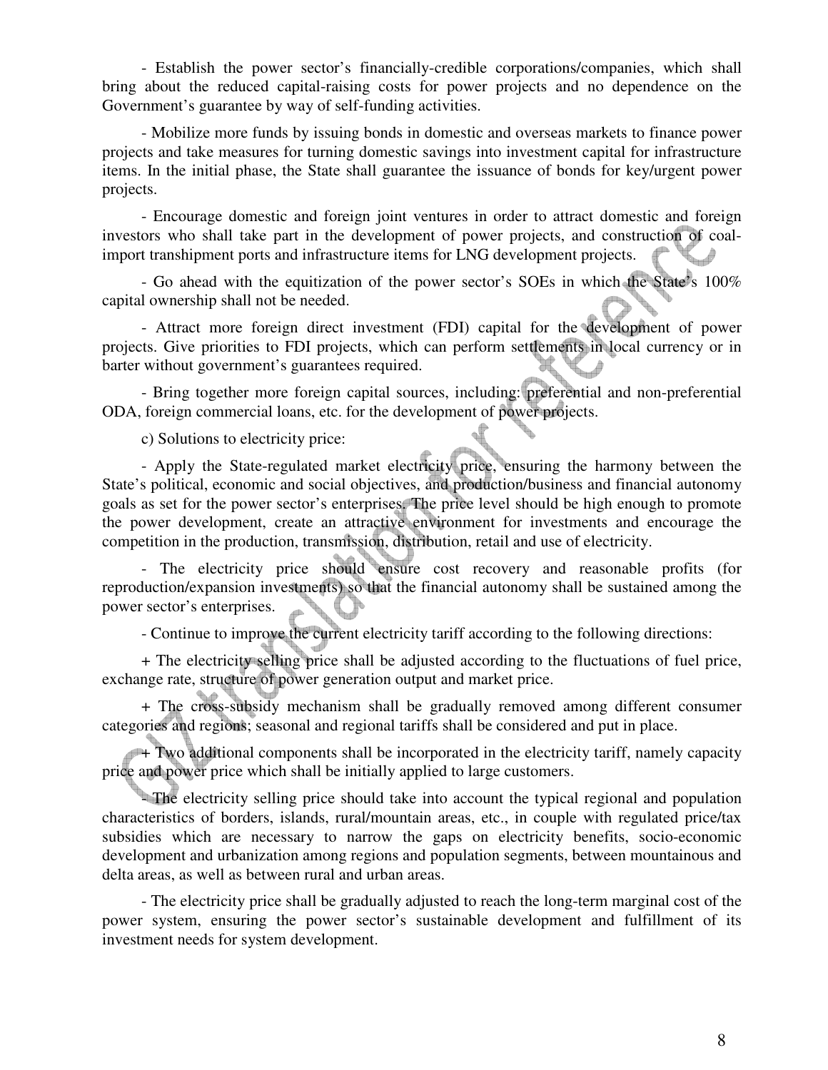- Establish the power sector's financially-credible corporations/companies, which shall bring about the reduced capital-raising costs for power projects and no dependence on the Government's guarantee by way of self-funding activities.

- Mobilize more funds by issuing bonds in domestic and overseas markets to finance power projects and take measures for turning domestic savings into investment capital for infrastructure items. In the initial phase, the State shall guarantee the issuance of bonds for key/urgent power projects.

- Encourage domestic and foreign joint ventures in order to attract domestic and foreign investors who shall take part in the development of power projects, and construction of coal-import transhipment ports and infrastructure items for LNG development projects.

- Go ahead with the equitization of the power sector's SOEs in which the State's 100% capital ownership shall not be needed.

- Attract more foreign direct investment (FDI) capital for the development of power projects. Give priorities to FDI projects, which can perform settlements in local currency or in barter without government's guarantees required.

- Bring together more foreign capital sources, including: preferential and non-preferential ODA, foreign commercial loans, etc. for the development of power projects.

c) Solutions to electricity price:

- Apply the State-regulated market electricity price, ensuring the harmony between the State's political, economic and social objectives, and production/business and financial autonomy goals as set for the power sector's enterprises. The price level should be high enough to promote the power development, create an attractive environment for investments and encourage the competition in the production, transmission, distribution, retail and use of electricity.

- The electricity price should ensure cost recovery and reasonable profits (for reproduction/expansion investments) so that the financial autonomy shall be sustained among the power sector's enterprises.

- Continue to improve the current electricity tariff according to the following directions:

+ The electricity selling price shall be adjusted according to the fluctuations of fuel price, exchange rate, structure of power generation output and market price.

+ The cross-subsidy mechanism shall be gradually removed among different consumer categories and regions; seasonal and regional tariffs shall be considered and put in place.

+ Two additional components shall be incorporated in the electricity tariff, namely capacity price and power price which shall be initially applied to large customers.

- The electricity selling price should take into account the typical regional and population characteristics of borders, islands, rural/mountain areas, etc., in couple with regulated price/tax subsidies which are necessary to narrow the gaps on electricity benefits, socio-economic development and urbanization among regions and population segments, between mountainous and delta areas, as well as between rural and urban areas.

- The electricity price shall be gradually adjusted to reach the long-term marginal cost of the power system, ensuring the power sector's sustainable development and fulfillment of its investment needs for system development.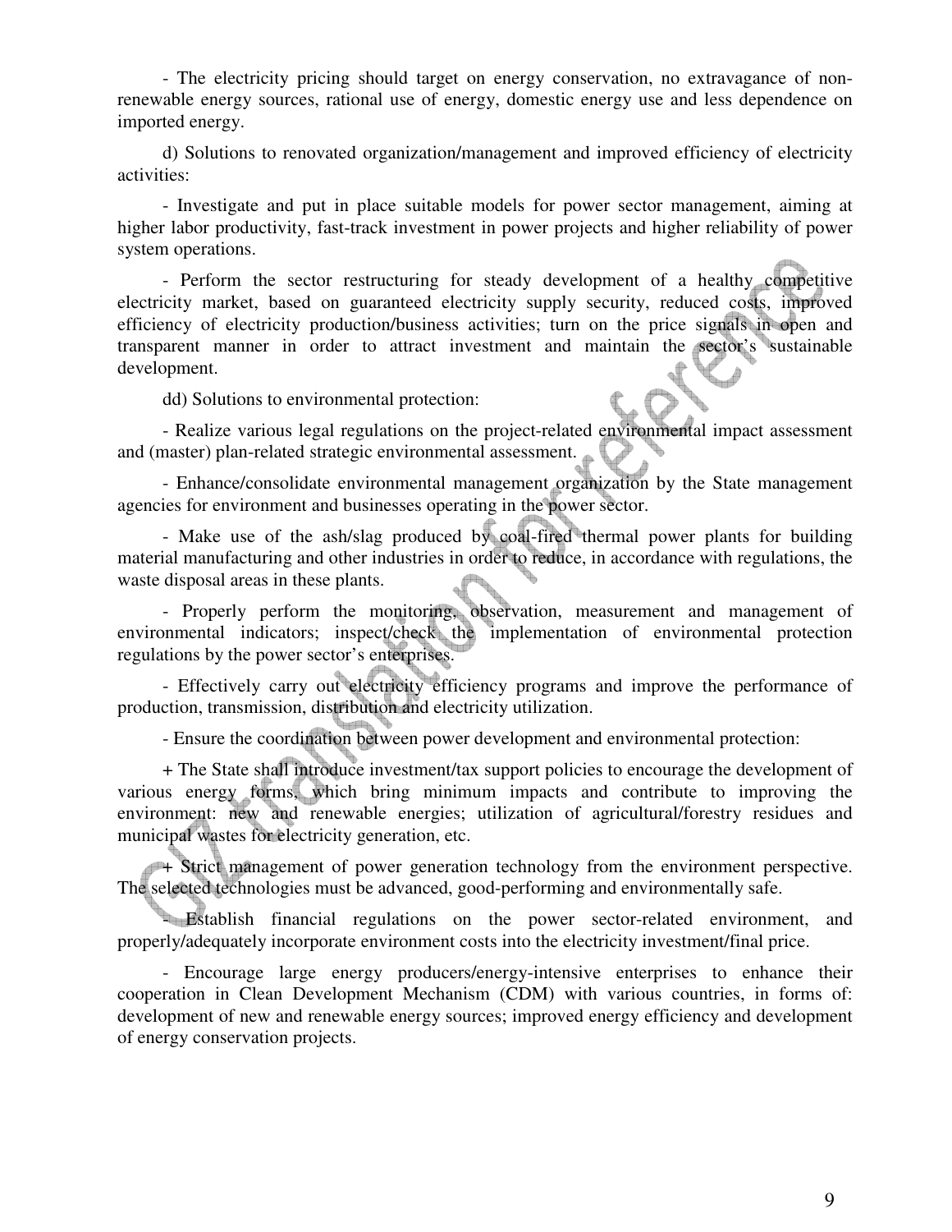- The electricity pricing should target on energy conservation, no extravagance of non-renewable energy sources, rational use of energy, domestic energy use and less dependence on imported energy.

d) Solutions to renovated organization/management and improved efficiency of electricity activities:

- Investigate and put in place suitable models for power sector management, aiming at higher labor productivity, fast-track investment in power projects and higher reliability of power system operations.

- Perform the sector restructuring for steady development of a healthy competitive electricity market, based on guaranteed electricity supply security, reduced costs, improved efficiency of electricity production/business activities; turn on the price signals in open and transparent manner in order to attract investment and maintain the sector's sustainable development.

dd) Solutions to environmental protection:

- Realize various legal regulations on the project-related environmental impact assessment and (master) plan-related strategic environmental assessment.

- Enhance/consolidate environmental management organization by the State management agencies for environment and businesses operating in the power sector.

- Make use of the ash/slag produced by coal-fired thermal power plants for building material manufacturing and other industries in order to reduce, in accordance with regulations, the waste disposal areas in these plants.

- Properly perform the monitoring, observation, measurement and management of environmental indicators; inspect/check the implementation of environmental protection regulations by the power sector's enterprises.

- Effectively carry out electricity efficiency programs and improve the performance of production, transmission, distribution and electricity utilization.

- Ensure the coordination between power development and environmental protection:

+ The State shall introduce investment/tax support policies to encourage the development of various energy forms, which bring minimum impacts and contribute to improving the environment: new and renewable energies; utilization of agricultural/forestry residues and municipal wastes for electricity generation, etc.

+ Strict management of power generation technology from the environment perspective. The selected technologies must be advanced, good-performing and environmentally safe.

- Establish financial regulations on the power sector-related environment, and properly/adequately incorporate environment costs into the electricity investment/final price.

- Encourage large energy producers/energy-intensive enterprises to enhance their cooperation in Clean Development Mechanism (CDM) with various countries, in forms of: development of new and renewable energy sources; improved energy efficiency and development of energy conservation projects.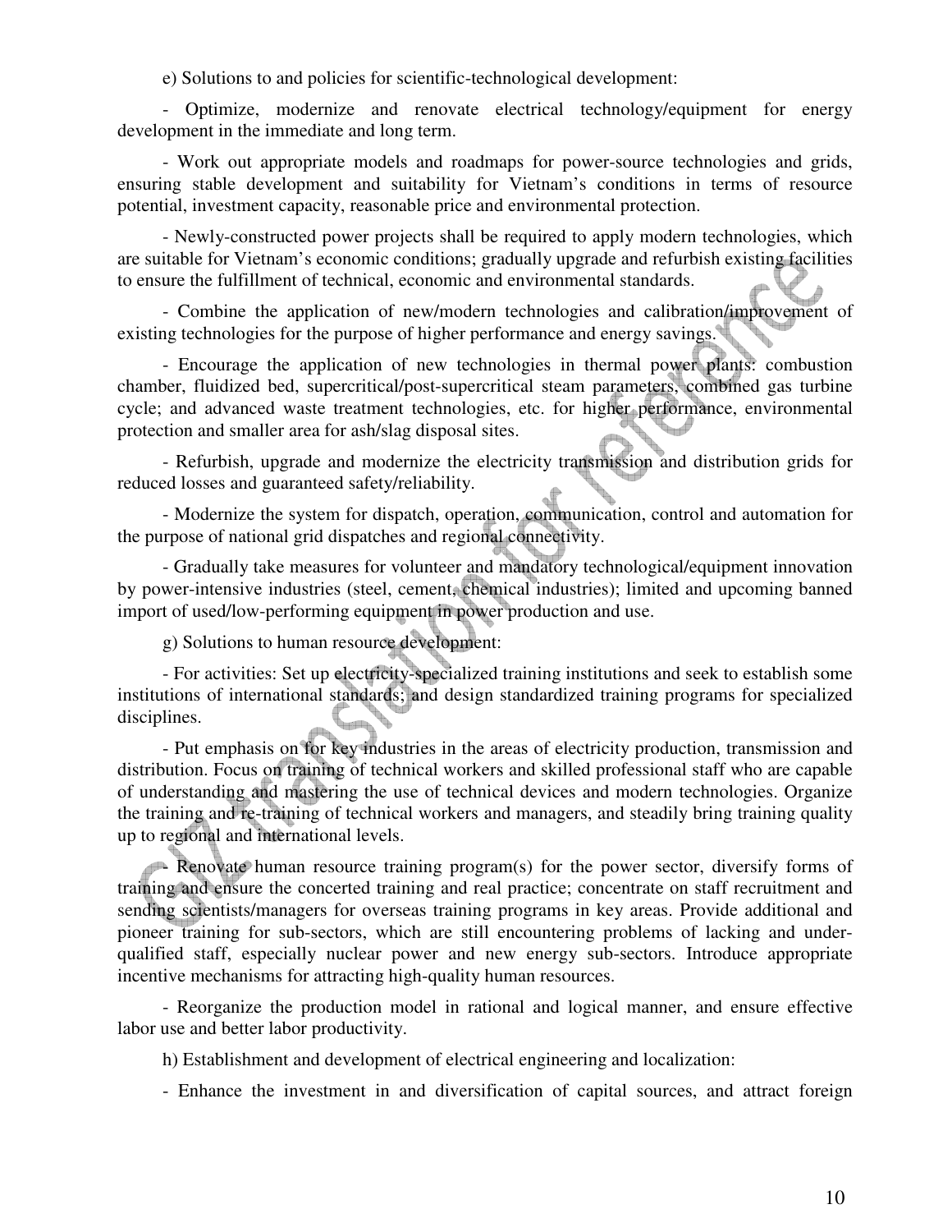e) Solutions to and policies for scientific-technological development:

- Optimize, modernize and renovate electrical technology/equipment for energy development in the immediate and long term.

- Work out appropriate models and roadmaps for power-source technologies and grids, ensuring stable development and suitability for Vietnam's conditions in terms of resource potential, investment capacity, reasonable price and environmental protection.

- Newly-constructed power projects shall be required to apply modern technologies, which are suitable for Vietnam's economic conditions; gradually upgrade and refurbish existing facilities to ensure the fulfillment of technical, economic and environmental standards.

- Combine the application of new/modern technologies and calibration/improvement of existing technologies for the purpose of higher performance and energy savings.

- Encourage the application of new technologies in thermal power plants: combustion chamber, fluidized bed, supercritical/post-supercritical steam parameters, combined gas turbine cycle; and advanced waste treatment technologies, etc. for higher performance, environmental protection and smaller area for ash/slag disposal sites.

- Refurbish, upgrade and modernize the electricity transmission and distribution grids for reduced losses and guaranteed safety/reliability.

- Modernize the system for dispatch, operation, communication, control and automation for the purpose of national grid dispatches and regional connectivity.

- Gradually take measures for volunteer and mandatory technological/equipment innovation by power-intensive industries (steel, cement, chemical industries); limited and upcoming banned import of used/low-performing equipment in power production and use.

g) Solutions to human resource development:

- For activities: Set up electricity-specialized training institutions and seek to establish some institutions of international standards; and design standardized training programs for specialized disciplines.

- Put emphasis on for key industries in the areas of electricity production, transmission and distribution. Focus on training of technical workers and skilled professional staff who are capable of understanding and mastering the use of technical devices and modern technologies. Organize the training and re-training of technical workers and managers, and steadily bring training quality up to regional and international levels.

- Renovate human resource training program(s) for the power sector, diversify forms of training and ensure the concerted training and real practice; concentrate on staff recruitment and sending scientists/managers for overseas training programs in key areas. Provide additional and pioneer training for sub-sectors, which are still encountering problems of lacking and under-qualified staff, especially nuclear power and new energy sub-sectors. Introduce appropriate incentive mechanisms for attracting high-quality human resources.

- Reorganize the production model in rational and logical manner, and ensure effective labor use and better labor productivity.

h) Establishment and development of electrical engineering and localization:

- Enhance the investment in and diversification of capital sources, and attract foreign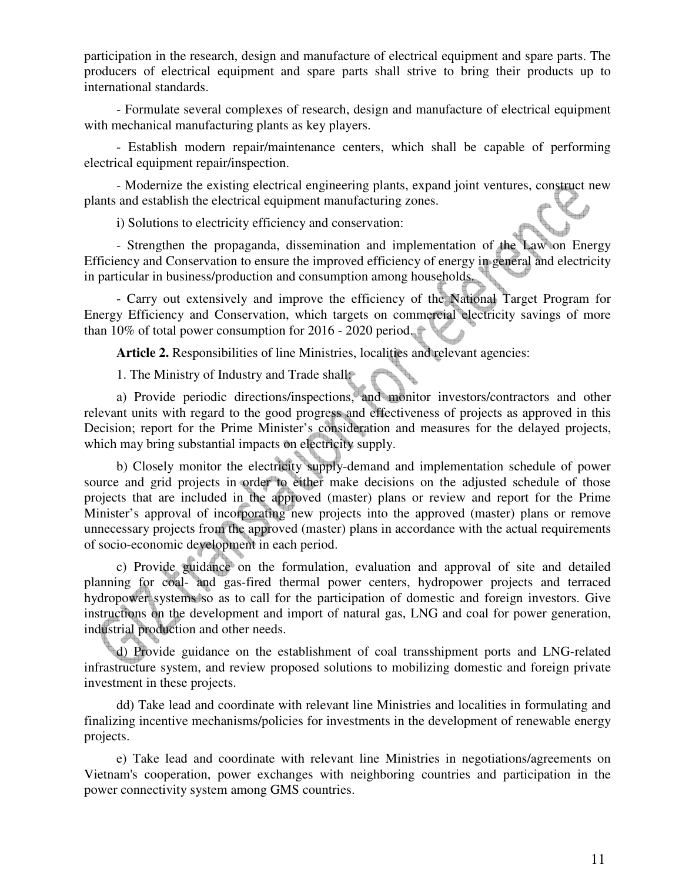participation in the research, design and manufacture of electrical equipment and spare parts. The producers of electrical equipment and spare parts shall strive to bring their products up to international standards.

- Formulate several complexes of research, design and manufacture of electrical equipment with mechanical manufacturing plants as key players.

- Establish modern repair/maintenance centers, which shall be capable of performing electrical equipment repair/inspection.

- Modernize the existing electrical engineering plants, expand joint ventures, construct new plants and establish the electrical equipment manufacturing zones.

i) Solutions to electricity efficiency and conservation:

- Strengthen the propaganda, dissemination and implementation of the Law on Energy Efficiency and Conservation to ensure the improved efficiency of energy in general and electricity in particular in business/production and consumption among households.

- Carry out extensively and improve the efficiency of the National Target Program for Energy Efficiency and Conservation, which targets on commercial electricity savings of more than 10% of total power consumption for 2016 - 2020 period.

**Article 2.** Responsibilities of line Ministries, localities and relevant agencies:

1. The Ministry of Industry and Trade shall:

a) Provide periodic directions/inspections, and monitor investors/contractors and other relevant units with regard to the good progress and effectiveness of projects as approved in this Decision; report for the Prime Minister's consideration and measures for the delayed projects, which may bring substantial impacts on electricity supply.

b) Closely monitor the electricity supply-demand and implementation schedule of power source and grid projects in order to either make decisions on the adjusted schedule of those projects that are included in the approved (master) plans or review and report for the Prime Minister's approval of incorporating new projects into the approved (master) plans or remove unnecessary projects from the approved (master) plans in accordance with the actual requirements of socio-economic development in each period.

c) Provide guidance on the formulation, evaluation and approval of site and detailed planning for coal- and gas-fired thermal power centers, hydropower projects and terraced hydropower systems so as to call for the participation of domestic and foreign investors. Give instructions on the development and import of natural gas, LNG and coal for power generation, industrial production and other needs.

d) Provide guidance on the establishment of coal transshipment ports and LNG-related infrastructure system, and review proposed solutions to mobilizing domestic and foreign private investment in these projects.

dd) Take lead and coordinate with relevant line Ministries and localities in formulating and finalizing incentive mechanisms/policies for investments in the development of renewable energy projects.

e) Take lead and coordinate with relevant line Ministries in negotiations/agreements on Vietnam's cooperation, power exchanges with neighboring countries and participation in the power connectivity system among GMS countries.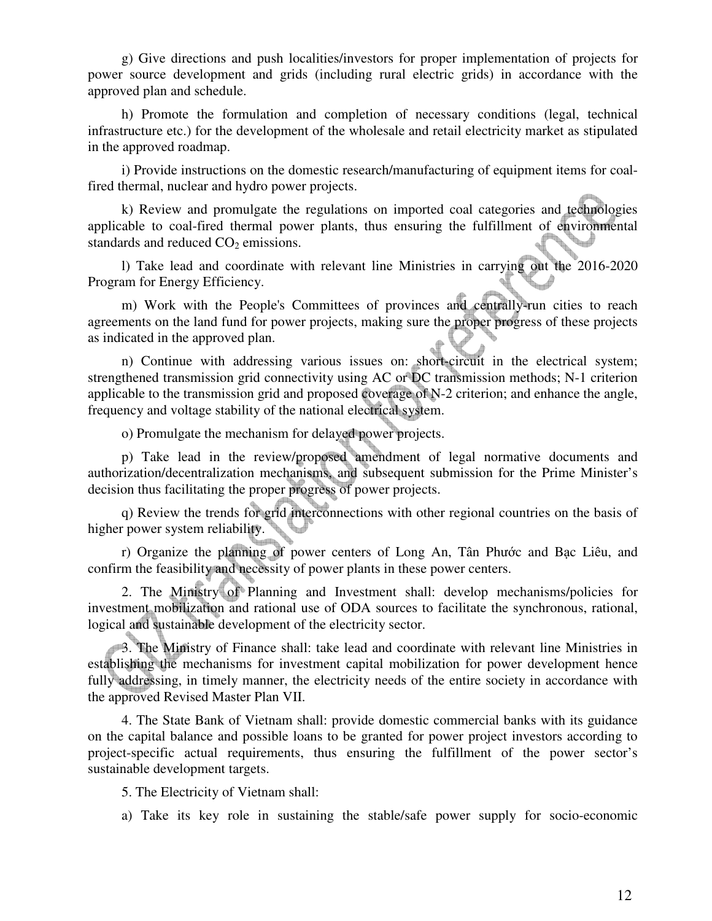g) Give directions and push localities/investors for proper implementation of projects for power source development and grids (including rural electric grids) in accordance with the approved plan and schedule.

h) Promote the formulation and completion of necessary conditions (legal, technical infrastructure etc.) for the development of the wholesale and retail electricity market as stipulated in the approved roadmap.

i) Provide instructions on the domestic research/manufacturing of equipment items for coal-fired thermal, nuclear and hydro power projects.

k) Review and promulgate the regulations on imported coal categories and technologies applicable to coal-fired thermal power plants, thus ensuring the fulfillment of environmental standards and reduced $CO_2$ emissions.

l) Take lead and coordinate with relevant line Ministries in carrying out the 2016-2020 Program for Energy Efficiency.

m) Work with the People's Committees of provinces and centrally-run cities to reach agreements on the land fund for power projects, making sure the proper progress of these projects as indicated in the approved plan.

n) Continue with addressing various issues on: short-circuit in the electrical system; strengthened transmission grid connectivity using AC or DC transmission methods; N-1 criterion applicable to the transmission grid and proposed coverage of N-2 criterion; and enhance the angle, frequency and voltage stability of the national electrical system.

o) Promulgate the mechanism for delayed power projects.

p) Take lead in the review/proposed amendment of legal normative documents and authorization/decentralization mechanisms, and subsequent submission for the Prime Minister's decision thus facilitating the proper progress of power projects.

q) Review the trends for grid interconnections with other regional countries on the basis of higher power system reliability.

r) Organize the planning of power centers of Long An, Tân Phước and Bạc Liêu, and confirm the feasibility and necessity of power plants in these power centers.

2. The Ministry of Planning and Investment shall: develop mechanisms/policies for investment mobilization and rational use of ODA sources to facilitate the synchronous, rational, logical and sustainable development of the electricity sector.

3. The Ministry of Finance shall: take lead and coordinate with relevant line Ministries in establishing the mechanisms for investment capital mobilization for power development hence fully addressing, in timely manner, the electricity needs of the entire society in accordance with the approved Revised Master Plan VII.

4. The State Bank of Vietnam shall: provide domestic commercial banks with its guidance on the capital balance and possible loans to be granted for power project investors according to project-specific actual requirements, thus ensuring the fulfillment of the power sector's sustainable development targets.

5. The Electricity of Vietnam shall:

a) Take its key role in sustaining the stable/safe power supply for socio-economic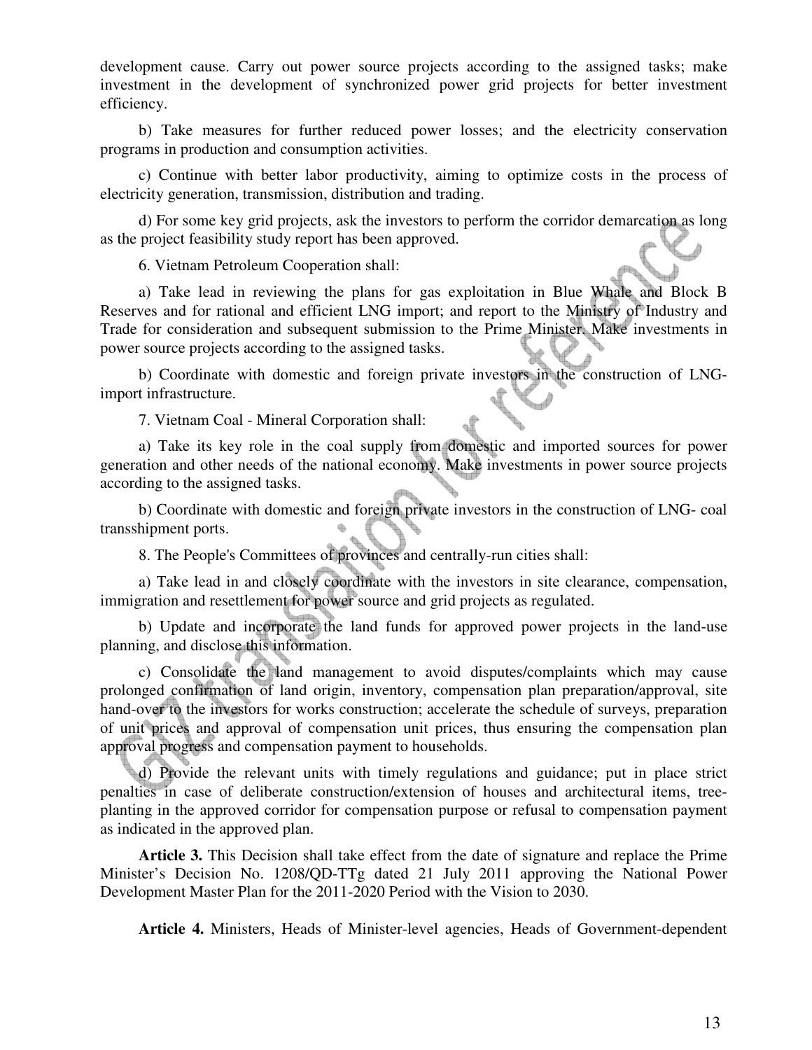development cause. Carry out power source projects according to the assigned tasks; make investment in the development of synchronized power grid projects for better investment efficiency.

b) Take measures for further reduced power losses; and the electricity conservation programs in production and consumption activities.

c) Continue with better labor productivity, aiming to optimize costs in the process of electricity generation, transmission, distribution and trading.

d) For some key grid projects, ask the investors to perform the corridor demarcation as long as the project feasibility study report has been approved.

6. Vietnam Petroleum Cooperation shall:

a) Take lead in reviewing the plans for gas exploitation in Blue Whale and Block B Reserves and for rational and efficient LNG import; and report to the Ministry of Industry and Trade for consideration and subsequent submission to the Prime Minister. Make investments in power source projects according to the assigned tasks.

b) Coordinate with domestic and foreign private investors in the construction of LNG-import infrastructure.

7. Vietnam Coal - Mineral Corporation shall:

a) Take its key role in the coal supply from domestic and imported sources for power generation and other needs of the national economy. Make investments in power source projects according to the assigned tasks.

b) Coordinate with domestic and foreign private investors in the construction of LNG- coal transshipment ports.

8. The People's Committees of provinces and centrally-run cities shall:

a) Take lead in and closely coordinate with the investors in site clearance, compensation, immigration and resettlement for power source and grid projects as regulated.

b) Update and incorporate the land funds for approved power projects in the land-use planning, and disclose this information.

c) Consolidate the land management to avoid disputes/complaints which may cause prolonged confirmation of land origin, inventory, compensation plan preparation/approval, site hand-over to the investors for works construction; accelerate the schedule of surveys, preparation of unit prices and approval of compensation unit prices, thus ensuring the compensation plan approval progress and compensation payment to households.

d) Provide the relevant units with timely regulations and guidance; put in place strict penalties in case of deliberate construction/extension of houses and architectural items, tree-planting in the approved corridor for compensation purpose or refusal to compensation payment as indicated in the approved plan.

**Article 3.** This Decision shall take effect from the date of signature and replace the Prime Minister's Decision No. 1208/QD-TTg dated 21 July 2011 approving the National Power Development Master Plan for the 2011-2020 Period with the Vision to 2030.

**Article 4.** Ministers, Heads of Minister-level agencies, Heads of Government-dependent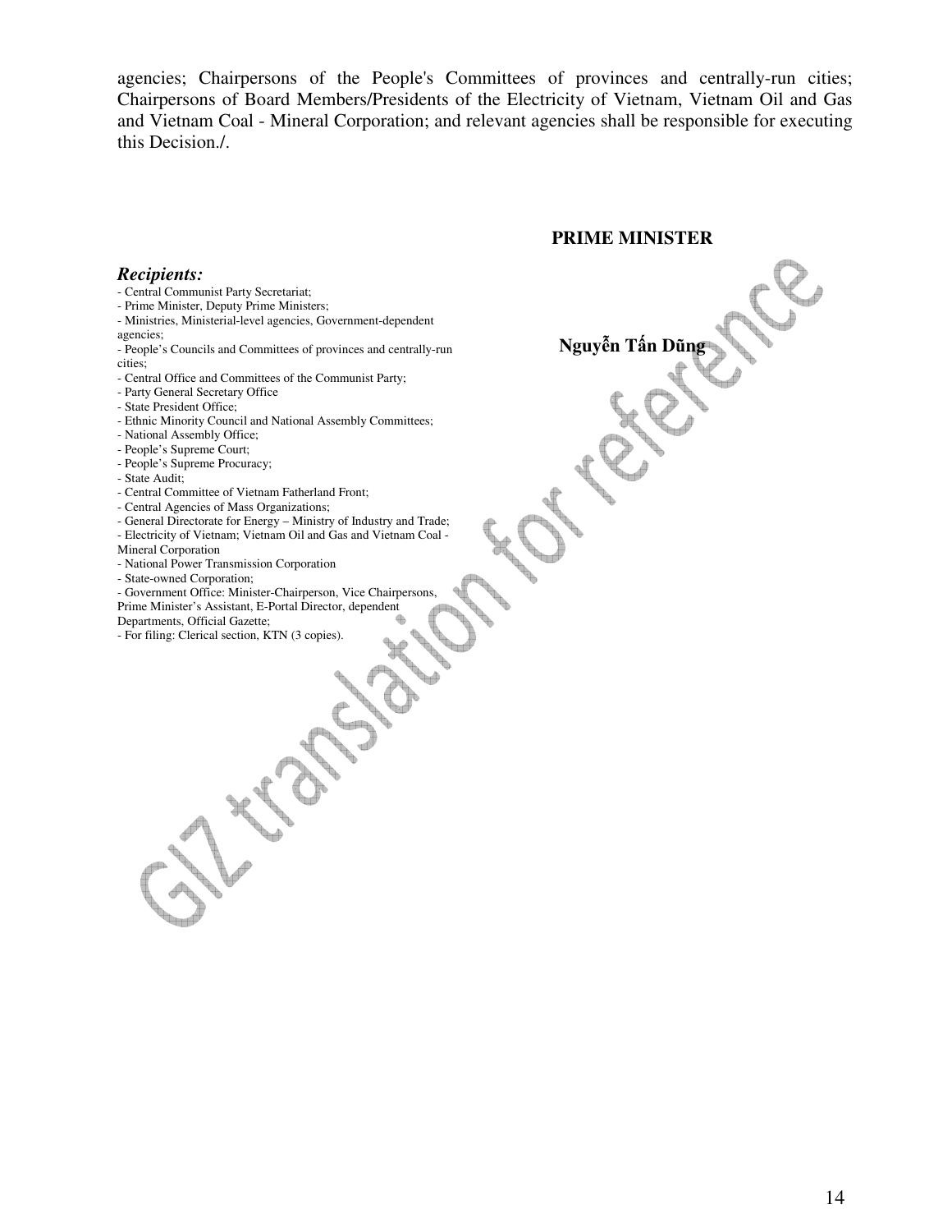agencies; Chairpersons of the People's Committees of provinces and centrally-run cities; Chairpersons of Board Members/Presidents of the Electricity of Vietnam, Vietnam Oil and Gas and Vietnam Coal - Mineral Corporation; and relevant agencies shall be responsible for executing this Decision./.

**PRIME MINISTER**

**Nguyễn Tấn Dũng**

***Recipients:***

- Central Communist Party Secretariat;
- Prime Minister, Deputy Prime Ministers;
- Ministries, Ministerial-level agencies, Government-dependent agencies;
- People's Councils and Committees of provinces and centrally-run cities;
- Central Office and Committees of the Communist Party;
- Party General Secretary Office
- State President Office;
- Ethnic Minority Council and National Assembly Committees;
- National Assembly Office;
- People's Supreme Court;
- People's Supreme Procuracy;
- State Audit;
- Central Committee of Vietnam Fatherland Front;
- Central Agencies of Mass Organizations;
- General Directorate for Energy – Ministry of Industry and Trade;
- Electricity of Vietnam; Vietnam Oil and Gas and Vietnam Coal - Mineral Corporation
- National Power Transmission Corporation
- State-owned Corporation;
- Government Office: Minister-Chairperson, Vice Chairpersons, Prime Minister's Assistant, E-Portal Director, dependent Departments, Official Gazette;
- For filing: Clerical section, KTN (3 copies).

GIZ translation for reference